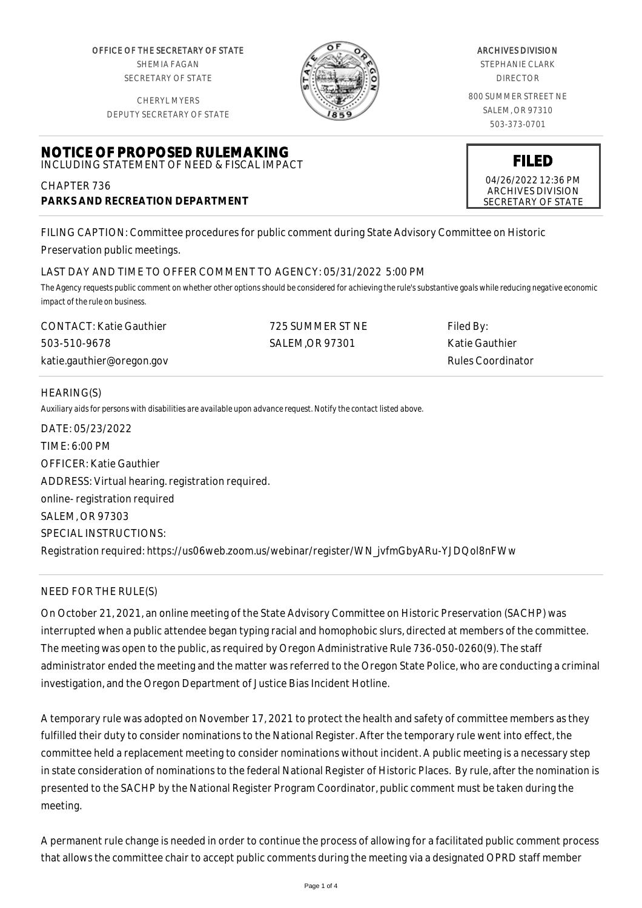OFFICE OF THE SECRETARY OF STATE
SHEMIA FAGAN
SECRETARY OF STATE

CHERYL MYERS
DEPUTY SECRETARY OF STATE

ARCHIVES DIVISION
STEPHANIE CLARK
DIRECTOR

800 SUMMER STREET NE
SALEM, OR 97310
503-373-0701

# NOTICE OF PROPOSED RULEMAKING

INCLUDING STATEMENT OF NEED & FISCAL IMPACT

CHAPTER 736
**PARKS AND RECREATION DEPARTMENT**

**FILED**
04/26/2022 12:36 PM
ARCHIVES DIVISION
SECRETARY OF STATE

FILING CAPTION: Committee procedures for public comment during State Advisory Committee on Historic Preservation public meetings.

LAST DAY AND TIME TO OFFER COMMENT TO AGENCY: 05/31/2022 5:00 PM

*The Agency requests public comment on whether other options should be considered for achieving the rule's substantive goals while reducing negative economic impact of the rule on business.*

CONTACT: Katie Gauthier
503-510-9678
katie.gauthier@oregon.gov

725 SUMMER ST NE
SALEM,OR 97301

Filed By:
Katie Gauthier
Rules Coordinator

HEARING(S)

*Auxiliary aids for persons with disabilities are available upon advance request. Notify the contact listed above.*

DATE: 05/23/2022
TIME: 6:00 PM
OFFICER: Katie Gauthier
ADDRESS: Virtual hearing. registration required.
online- registration required
SALEM, OR 97303
SPECIAL INSTRUCTIONS:
Registration required: https://us06web.zoom.us/webinar/register/WN_jvfmGbyARu-YJDQol8nFWw

NEED FOR THE RULE(S)

On October 21, 2021, an online meeting of the State Advisory Committee on Historic Preservation (SACHP) was interrupted when a public attendee began typing racial and homophobic slurs, directed at members of the committee. The meeting was open to the public, as required by Oregon Administrative Rule 736-050-0260(9). The staff administrator ended the meeting and the matter was referred to the Oregon State Police, who are conducting a criminal investigation, and the Oregon Department of Justice Bias Incident Hotline.

A temporary rule was adopted on November 17, 2021 to protect the health and safety of committee members as they fulfilled their duty to consider nominations to the National Register. After the temporary rule went into effect, the committee held a replacement meeting to consider nominations without incident. A public meeting is a necessary step in state consideration of nominations to the federal National Register of Historic Places. By rule, after the nomination is presented to the SACHP by the National Register Program Coordinator, public comment must be taken during the meeting.

A permanent rule change is needed in order to continue the process of allowing for a facilitated public comment process that allows the committee chair to accept public comments during the meeting via a designated OPRD staff member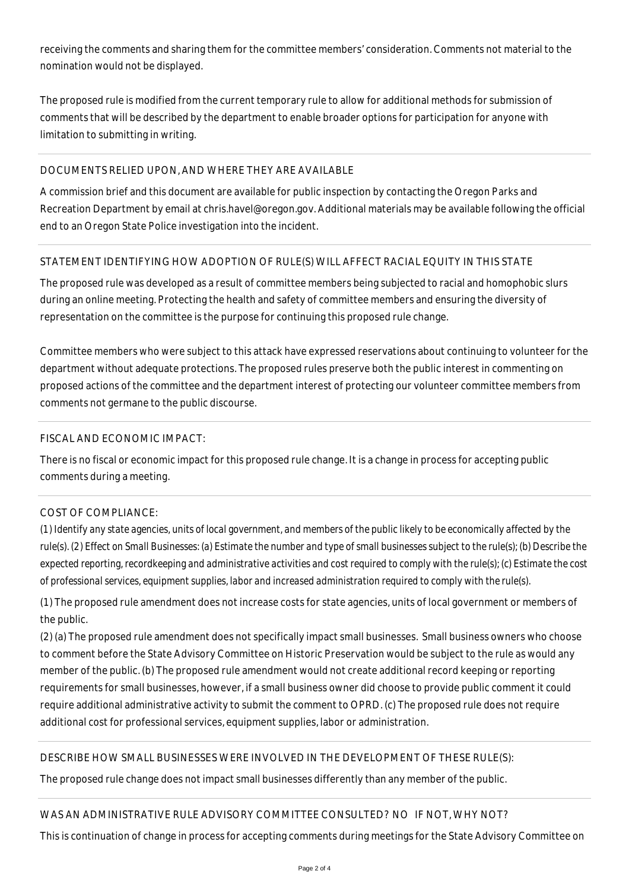receiving the comments and sharing them for the committee members' consideration. Comments not material to the nomination would not be displayed.

The proposed rule is modified from the current temporary rule to allow for additional methods for submission of comments that will be described by the department to enable broader options for participation for anyone with limitation to submitting in writing.

## DOCUMENTS RELIED UPON, AND WHERE THEY ARE AVAILABLE

A commission brief and this document are available for public inspection by contacting the Oregon Parks and Recreation Department by email at chris.havel@oregon.gov. Additional materials may be available following the official end to an Oregon State Police investigation into the incident.

## STATEMENT IDENTIFYING HOW ADOPTION OF RULE(S) WILL AFFECT RACIAL EQUITY IN THIS STATE

The proposed rule was developed as a result of committee members being subjected to racial and homophobic slurs during an online meeting. Protecting the health and safety of committee members and ensuring the diversity of representation on the committee is the purpose for continuing this proposed rule change.

Committee members who were subject to this attack have expressed reservations about continuing to volunteer for the department without adequate protections. The proposed rules preserve both the public interest in commenting on proposed actions of the committee and the department interest of protecting our volunteer committee members from comments not germane to the public discourse.

## FISCAL AND ECONOMIC IMPACT:

There is no fiscal or economic impact for this proposed rule change. It is a change in process for accepting public comments during a meeting.

## COST OF COMPLIANCE:

*(1) Identify any state agencies, units of local government, and members of the public likely to be economically affected by the rule(s). (2) Effect on Small Businesses: (a) Estimate the number and type of small businesses subject to the rule(s); (b) Describe the expected reporting, recordkeeping and administrative activities and cost required to comply with the rule(s); (c) Estimate the cost of professional services, equipment supplies, labor and increased administration required to comply with the rule(s).*

(1) The proposed rule amendment does not increase costs for state agencies, units of local government or members of the public.

(2) (a) The proposed rule amendment does not specifically impact small businesses. Small business owners who choose to comment before the State Advisory Committee on Historic Preservation would be subject to the rule as would any member of the public. (b) The proposed rule amendment would not create additional record keeping or reporting requirements for small businesses, however, if a small business owner did choose to provide public comment it could require additional administrative activity to submit the comment to OPRD. (c) The proposed rule does not require additional cost for professional services, equipment supplies, labor or administration.

## DESCRIBE HOW SMALL BUSINESSES WERE INVOLVED IN THE DEVELOPMENT OF THESE RULE(S):

The proposed rule change does not impact small businesses differently than any member of the public.

## WAS AN ADMINISTRATIVE RULE ADVISORY COMMITTEE CONSULTED? NO IF NOT, WHY NOT?

This is continuation of change in process for accepting comments during meetings for the State Advisory Committee on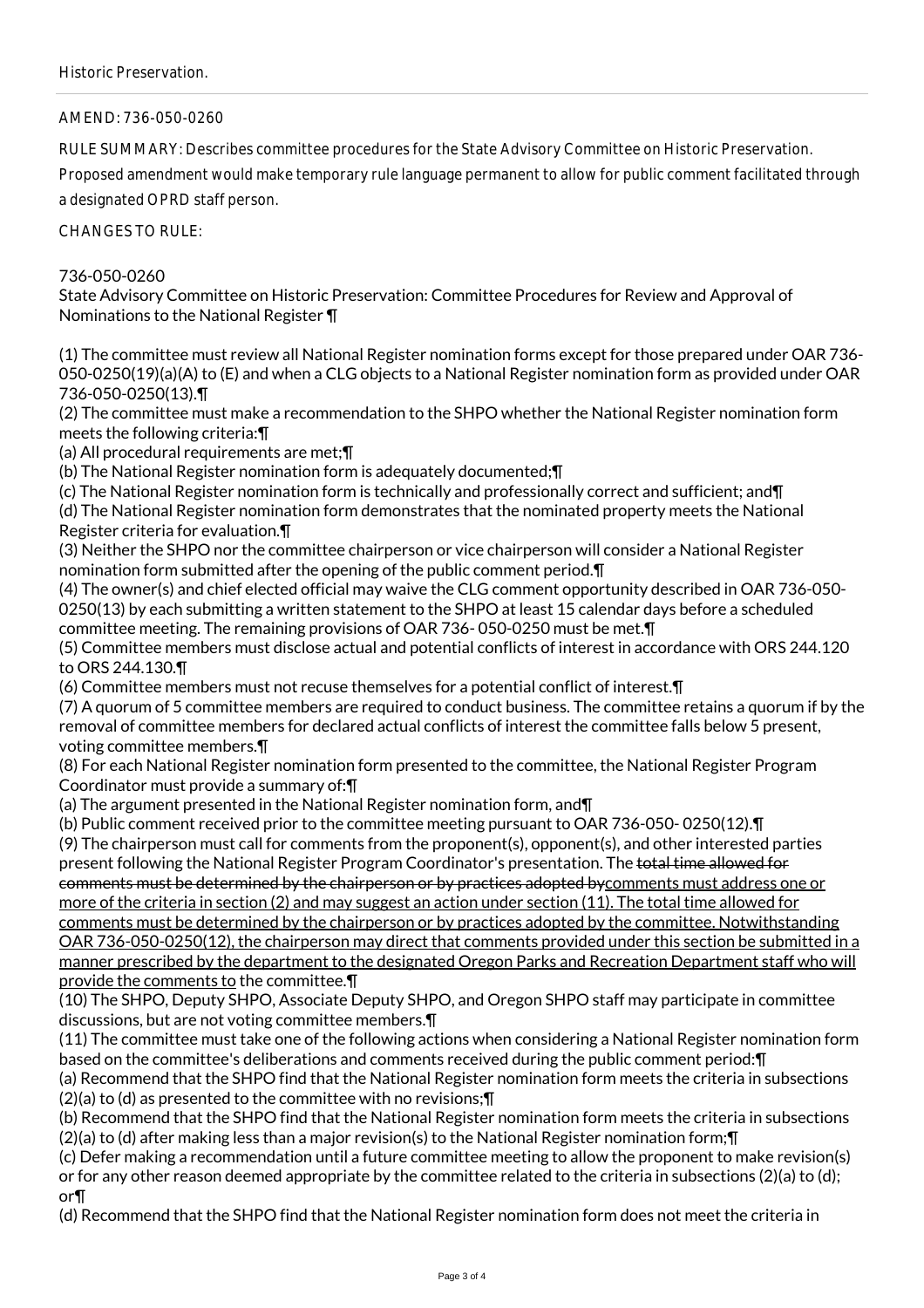Historic Preservation.

AMEND: 736-050-0260

RULE SUMMARY: Describes committee procedures for the State Advisory Committee on Historic Preservation. Proposed amendment would make temporary rule language permanent to allow for public comment facilitated through a designated OPRD staff person.

CHANGES TO RULE:

736-050-0260
State Advisory Committee on Historic Preservation: Committee Procedures for Review and Approval of Nominations to the National Register ¶

(1) The committee must review all National Register nomination forms except for those prepared under OAR 736-050-0250(19)(a)(A) to (E) and when a CLG objects to a National Register nomination form as provided under OAR 736-050-0250(13).¶
(2) The committee must make a recommendation to the SHPO whether the National Register nomination form meets the following criteria:¶
(a) All procedural requirements are met;¶
(b) The National Register nomination form is adequately documented;¶
(c) The National Register nomination form is technically and professionally correct and sufficient; and¶
(d) The National Register nomination form demonstrates that the nominated property meets the National Register criteria for evaluation.¶
(3) Neither the SHPO nor the committee chairperson or vice chairperson will consider a National Register nomination form submitted after the opening of the public comment period.¶
(4) The owner(s) and chief elected official may waive the CLG comment opportunity described in OAR 736-050-0250(13) by each submitting a written statement to the SHPO at least 15 calendar days before a scheduled committee meeting. The remaining provisions of OAR 736- 050-0250 must be met.¶
(5) Committee members must disclose actual and potential conflicts of interest in accordance with ORS 244.120 to ORS 244.130.¶
(6) Committee members must not recuse themselves for a potential conflict of interest.¶
(7) A quorum of 5 committee members are required to conduct business. The committee retains a quorum if by the removal of committee members for declared actual conflicts of interest the committee falls below 5 present, voting committee members.¶
(8) For each National Register nomination form presented to the committee, the National Register Program Coordinator must provide a summary of:¶
(a) The argument presented in the National Register nomination form, and¶
(b) Public comment received prior to the committee meeting pursuant to OAR 736-050- 0250(12).¶
(9) The chairperson must call for comments from the proponent(s), opponent(s), and other interested parties present following the National Register Program Coordinator's presentation. The ~~total time allowed for comments must be determined by the chairperson or by practices adopted by~~comments must address one or more of the criteria in section (2) and may suggest an action under section (11). The total time allowed for comments must be determined by the chairperson or by practices adopted by the committee. Notwithstanding OAR 736-050-0250(12), the chairperson may direct that comments provided under this section be submitted in a manner prescribed by the department to the designated Oregon Parks and Recreation Department staff who will provide the comments to the committee.¶
(10) The SHPO, Deputy SHPO, Associate Deputy SHPO, and Oregon SHPO staff may participate in committee discussions, but are not voting committee members.¶
(11) The committee must take one of the following actions when considering a National Register nomination form based on the committee's deliberations and comments received during the public comment period:¶
(a) Recommend that the SHPO find that the National Register nomination form meets the criteria in subsections (2)(a) to (d) as presented to the committee with no revisions;¶
(b) Recommend that the SHPO find that the National Register nomination form meets the criteria in subsections (2)(a) to (d) after making less than a major revision(s) to the National Register nomination form;¶
(c) Defer making a recommendation until a future committee meeting to allow the proponent to make revision(s) or for any other reason deemed appropriate by the committee related to the criteria in subsections (2)(a) to (d); or¶
(d) Recommend that the SHPO find that the National Register nomination form does not meet the criteria in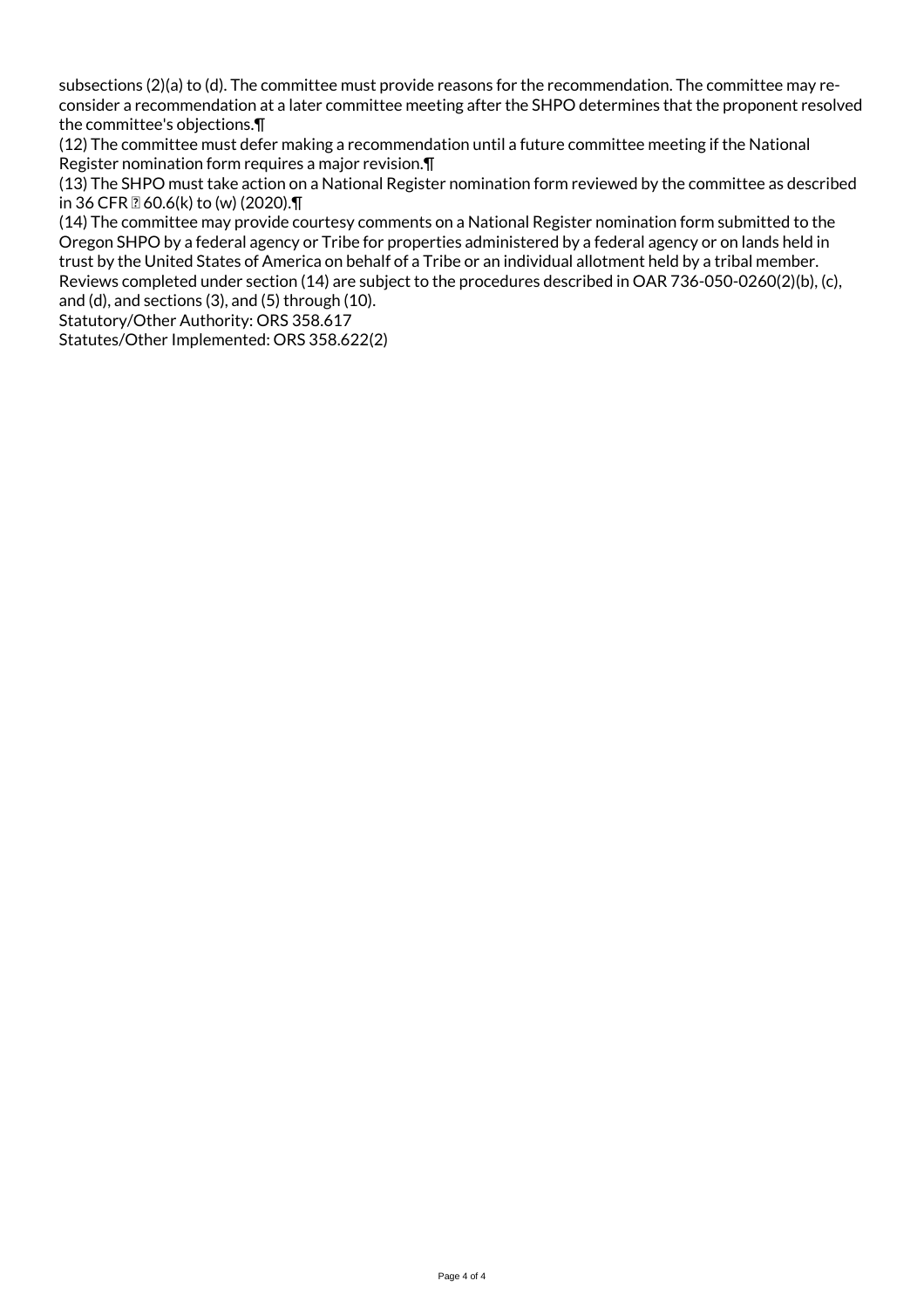subsections (2)(a) to (d). The committee must provide reasons for the recommendation. The committee may re-consider a recommendation at a later committee meeting after the SHPO determines that the proponent resolved the committee's objections.¶

(12) The committee must defer making a recommendation until a future committee meeting if the National Register nomination form requires a major revision.¶

(13) The SHPO must take action on a National Register nomination form reviewed by the committee as described in 36 CFR � 60.6(k) to (w) (2020).¶

(14) The committee may provide courtesy comments on a National Register nomination form submitted to the Oregon SHPO by a federal agency or Tribe for properties administered by a federal agency or on lands held in trust by the United States of America on behalf of a Tribe or an individual allotment held by a tribal member. Reviews completed under section (14) are subject to the procedures described in OAR 736-050-0260(2)(b), (c), and (d), and sections (3), and (5) through (10).

Statutory/Other Authority: ORS 358.617

Statutes/Other Implemented: ORS 358.622(2)